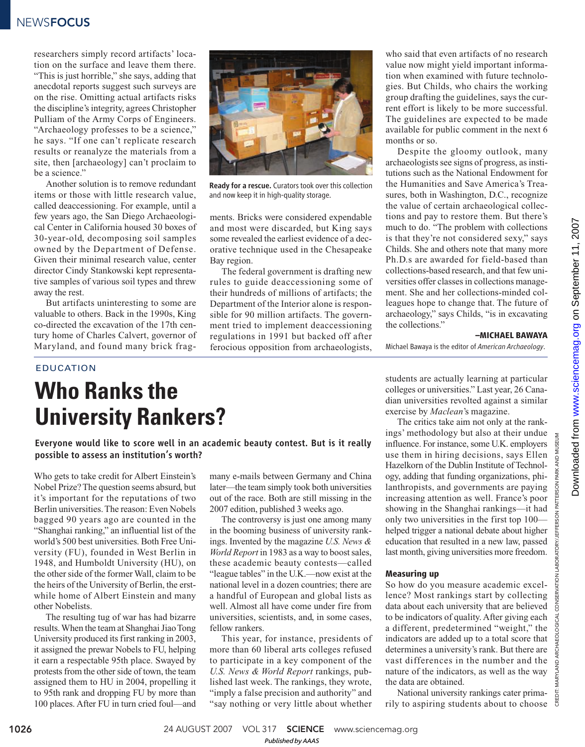researchers simply record artifacts' location on the surface and leave them there. "This is just horrible," she says, adding that anecdotal reports suggest such surveys are on the rise. Omitting actual artifacts risks the discipline's integrity, agrees Christopher Pulliam of the Army Corps of Engineers. "Archaeology professes to be a science," he says. "If one can't replicate research results or reanalyze the materials from a site, then [archaeology] can't proclaim to be a science."

Another solution is to remove redundant items or those with little research value, called deaccessioning. For example, until a few years ago, the San Diego Archaeological Center in California housed 30 boxes of 30-year-old, decomposing soil samples owned by the Department of Defense. Given their minimal research value, center director Cindy Stankowski kept representative samples of various soil types and threw away the rest.

But artifacts uninteresting to some are valuable to others. Back in the 1990s, King co-directed the excavation of the 17th century home of Charles Calvert, governor of Maryland, and found many brick fragments. Bricks were considered expendable and most were discarded, but King says some revealed the earliest evidence of a decorative technique used in the Chesapeake Bay region.

**Ready for a rescue.** Curators took over this collection and now keep it in high-quality storage.

The federal government is drafting new rules to guide deaccessioning some of their hundreds of millions of artifacts; the Department of the Interior alone is responsible for 90 million artifacts. The government tried to implement deaccessioning regulations in 1991 but backed off after ferocious opposition from archaeologists, who said that even artifacts of no research value now might yield important information when examined with future technologies. But Childs, who chairs the working group drafting the guidelines, says the current effort is likely to be more successful. The guidelines are expected to be made available for public comment in the next 6 months or so.

Despite the gloomy outlook, many archaeologists see signs of progress, as institutions such as the National Endowment for the Humanities and Save America's Treasures, both in Washington, D.C., recognize the value of certain archaeological collections and pay to restore them. But there's much to do. "The problem with collections is that they're not considered sexy," says Childs. She and others note that many more Ph.D.s are awarded for field-based than collections-based research, and that few universities offer classes in collections management. She and her collections-minded colleagues hope to change that. The future of archaeology," says Childs, "is in excavating the collections."

**–MICHAEL BAWAYA**

Michael Bawaya is the editor of *American Archaeology*.

EDUCATION

# Who Ranks the University Rankers?

**Everyone would like to score well in an academic beauty contest. But is it really possible to assess an institution's worth?**

Who gets to take credit for Albert Einstein's Nobel Prize? The question seems absurd, but it's important for the reputations of two Berlin universities. The reason: Even Nobels bagged 90 years ago are counted in the "Shanghai ranking," an influential list of the world's 500 best universities. Both Free University (FU), founded in West Berlin in 1948, and Humboldt University (HU), on the other side of the former Wall, claim to be the heirs of the University of Berlin, the erstwhile home of Albert Einstein and many other Nobelists.

The resulting tug of war has had bizarre results. When the team at Shanghai Jiao Tong University produced its first ranking in 2003, it assigned the prewar Nobels to FU, helping it earn a respectable 95th place. Swayed by protests from the other side of town, the team assigned them to HU in 2004, propelling it to 95th rank and dropping FU by more than 100 places. After FU in turn cried foul—and many e-mails between Germany and China later—the team simply took both universities out of the race. Both are still missing in the 2007 edition, published 3 weeks ago.

The controversy is just one among many in the booming business of university rankings. Invented by the magazine *U.S. News & World Report* in 1983 as a way to boost sales, these academic beauty contests—called "league tables" in the U.K.—now exist at the national level in a dozen countries; there are a handful of European and global lists as well. Almost all have come under fire from universities, scientists, and, in some cases, fellow rankers.

This year, for instance, presidents of more than 60 liberal arts colleges refused to participate in a key component of the *U.S. News & World Report* rankings, published last week. The rankings, they wrote, "imply a false precision and authority" and "say nothing or very little about whether students are actually learning at particular colleges or universities." Last year, 26 Canadian universities revolted against a similar exercise by *Maclean*'s magazine.

The critics take aim not only at the rankings' methodology but also at their undue influence. For instance, some U.K. employers use them in hiring decisions, says Ellen Hazelkorn of the Dublin Institute of Technology, adding that funding organizations, philanthropists, and governments are paying increasing attention as well. France's poor showing in the Shanghai rankings—it had only two universities in the first top 100—helped trigger a national debate about higher education that resulted in a new law, passed last month, giving universities more freedom.

### Measuring up

So how do you measure academic excellence? Most rankings start by collecting data about each university that are believed to be indicators of quality. After giving each a different, predetermined "weight," the indicators are added up to a total score that determines a university's rank. But there are vast differences in the number and the nature of the indicators, as well as the way the data are obtained.

National university rankings cater primarily to aspiring students about to choose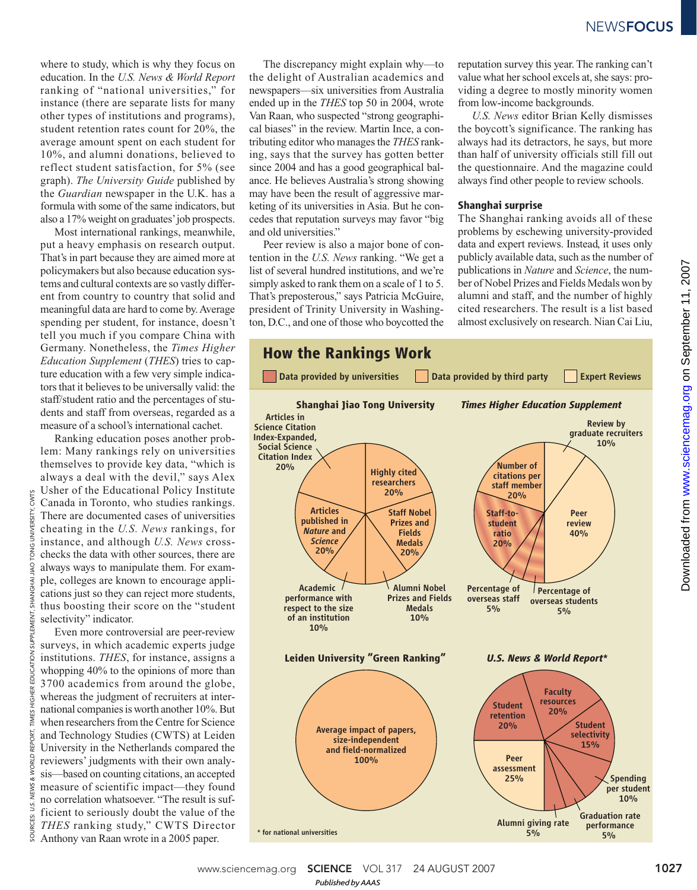where to study, which is why they focus on education. In the *U.S. News & World Report* ranking of "national universities," for instance (there are separate lists for many other types of institutions and programs), student retention rates count for 20%, the average amount spent on each student for 10%, and alumni donations, believed to reflect student satisfaction, for 5% (see graph). *The University Guide* published by the *Guardian* newspaper in the U.K. has a formula with some of the same indicators, but also a 17% weight on graduates' job prospects.

Most international rankings, meanwhile, put a heavy emphasis on research output. That's in part because they are aimed more at policymakers but also because education systems and cultural contexts are so vastly different from country to country that solid and meaningful data are hard to come by. Average spending per student, for instance, doesn't tell you much if you compare China with Germany. Nonetheless, the *Times Higher Education Supplement* (*THES*) tries to capture education with a few very simple indicators that it believes to be universally valid: the staff/student ratio and the percentages of students and staff from overseas, regarded as a measure of a school's international cachet.

Ranking education poses another problem: Many rankings rely on universities themselves to provide key data, "which is always a deal with the devil," says Alex Usher of the Educational Policy Institute Canada in Toronto, who studies rankings. There are documented cases of universities cheating in the *U.S. News* rankings, for instance, and although *U.S. News* cross-checks the data with other sources, there are always ways to manipulate them. For example, colleges are known to encourage applications just so they can reject more students, thus boosting their score on the "student selectivity" indicator.

Even more controversial are peer-review surveys, in which academic experts judge institutions. *THES*, for instance, assigns a whopping 40% to the opinions of more than 3700 academics from around the globe, whereas the judgment of recruiters at international companies is worth another 10%. But when researchers from the Centre for Science and Technology Studies (CWTS) at Leiden University in the Netherlands compared the reviewers' judgments with their own analysis—based on counting citations, an accepted measure of scientific impact—they found no correlation whatsoever. "The result is sufficient to seriously doubt the value of the *THES* ranking study," CWTS Director Anthony van Raan wrote in a 2005 paper.

The discrepancy might explain why—to the delight of Australian academics and newspapers—six universities from Australia ended up in the *THES* top 50 in 2004, wrote Van Raan, who suspected "strong geographical biases" in the review. Martin Ince, a contributing editor who manages the *THES* ranking, says that the survey has gotten better since 2004 and has a good geographical balance. He believes Australia's strong showing may have been the result of aggressive marketing of its universities in Asia. But he concedes that reputation surveys may favor "big and old universities."

Peer review is also a major bone of contention in the *U.S. News* ranking. "We get a list of several hundred institutions, and we're simply asked to rank them on a scale of 1 to 5. That's preposterous," says Patricia McGuire, president of Trinity University in Washington, D.C., and one of those who boycotted the reputation survey this year. The ranking can't value what her school excels at, she says: providing a degree to mostly minority women from low-income backgrounds.

*U.S. News* editor Brian Kelly dismisses the boycott's significance. The ranking has always had its detractors, he says, but more than half of university officials still fill out the questionnaire. And the magazine could always find other people to review schools.

### Shanghai surprise

The Shanghai ranking avoids all of these problems by eschewing university-provided data and expert reviews. Instead, it uses only publicly available data, such as the number of publications in *Nature* and *Science*, the number of Nobel Prizes and Fields Medals won by alumni and staff, and the number of highly cited researchers. The result is a list based almost exclusively on research. Nian Cai Liu,

## How the Rankings Work

Data provided by universities
Data provided by third party
Expert Reviews

**Shanghai Jiao Tong University**

Articles in Science Citation Index-Expanded, Social Science Citation Index 20%
Highly cited researchers 20%
Articles published in *Nature* and *Science* 20%
Staff Nobel Prizes and Fields Medals 20%
Academic performance with respect to the size of an institution 10%
Alumni Nobel Prizes and Fields Medals 10%

***Times Higher Education Supplement***

Review by graduate recruiters 10%
Number of citations per staff member 20%
Staff-to-student ratio 20%
Peer review 40%
Percentage of overseas staff 5%
Percentage of overseas students 5%

**Leiden University "Green Ranking"**

Average impact of papers, size-independent and field-normalized 100%

***U.S. News & World Report****

Student retention 20%
Faculty resources 20%
Student selectivity 15%
Peer assessment 25%
Spending per student 10%
Alumni giving rate 5%
Graduation rate performance 5%

* for national universities

SOURCES: U.S. NEWS & WORLD REPORT, TIMES HIGHER EDUCATION SUPPLEMENT, SHANGHAI JIAO TONG UNIVERSITY, CWTS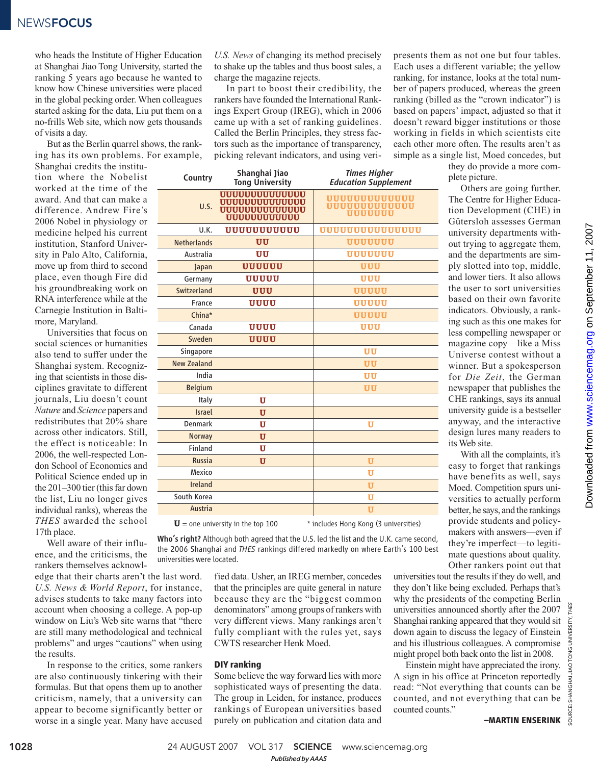who heads the Institute of Higher Education at Shanghai Jiao Tong University, started the ranking 5 years ago because he wanted to know how Chinese universities were placed in the global pecking order. When colleagues started asking for the data, Liu put them on a no-frills Web site, which now gets thousands of visits a day.

But as the Berlin quarrel shows, the ranking has its own problems. For example, Shanghai credits the institution where the Nobelist worked at the time of the award. And that can make a difference. Andrew Fire's 2006 Nobel in physiology or medicine helped his current institution, Stanford University in Palo Alto, California, move up from third to second place, even though Fire did his groundbreaking work on RNA interference while at the Carnegie Institution in Baltimore, Maryland.

Universities that focus on social sciences or humanities also tend to suffer under the Shanghai system. Recognizing that scientists in those disciplines gravitate to different journals, Liu doesn't count *Nature* and *Science* papers and redistributes that 20% share across other indicators. Still, the effect is noticeable: In 2006, the well-respected London School of Economics and Political Science ended up in the 201–300 tier (this far down the list, Liu no longer gives individual ranks), whereas the *THES* awarded the school 17th place.

Well aware of their influence, and the criticisms, the rankers themselves acknowledge that their charts aren't the last word. *U.S. News & World Report*, for instance, advises students to take many factors into account when choosing a college. A pop-up window on Liu's Web site warns that "there are still many methodological and technical problems" and urges "cautions" when using the results.

In response to the critics, some rankers are also continuously tinkering with their formulas. But that opens them up to another criticism, namely, that a university can appear to become significantly better or worse in a single year. Many have accused *U.S. News* of changing its method precisely to shake up the tables and thus boost sales, a charge the magazine rejects.

In part to boost their credibility, the rankers have founded the International Rankings Expert Group (IREG), which in 2006 came up with a set of ranking guidelines. Called the Berlin Principles, they stress factors such as the importance of transparency, picking relevant indicators, and using verified data. Usher, an IREG member, concedes that the principles are quite general in nature because they are the "biggest common denominators" among groups of rankers with very different views. Many rankings aren't fully compliant with the rules yet, says CWTS researcher Henk Moed.

| Country | Shanghai Jiao Tong University | *Times Higher Education Supplement* |
|---|---|---|
| U.S. | UUUUUUUUUUUUUUUUUUUUUUUUUUUUUUUUUUUUUUUUUUUUUUUUUUUUUU | UUUUUUUUUUUUUUUUUUUUUUUUUUUUUUUUU |
| U.K. | UUUUUUUUUUU | UUUUUUUUUUUUUUU |
| Netherlands | UU | UUUUUUU |
| Australia | UU | UUUUUUU |
| Japan | UUUUU | UUU |
| Germany | UUUUU | UUU |
| Switzerland | UUU | UUUUU |
| France | UUUU | UUUUU |
| China* | | UUUUU |
| Canada | UUUU | UUU |
| Sweden | UUUU | |
| Singapore | | UU |
| New Zealand | | UU |
| India | | UU |
| Belgium | | UU |
| Italy | U | |
| Israel | U | |
| Denmark | U | U |
| Norway | U | |
| Finland | U | |
| Russia | U | U |
| Mexico | | U |
| Ireland | | U |
| South Korea | | U |
| Austria | | U |

**U** = one university in the top 100 &nbsp;&nbsp;&nbsp; * includes Hong Kong (3 universities)

**Who's right?** Although both agreed that the U.S. led the list and the U.K. came second, the 2006 Shanghai and *THES* rankings differed markedly on where Earth's 100 best universities were located.

SOURCE: SHANGHAI JIAO TONG UNIVERSITY, THES

## DIY ranking

Some believe the way forward lies with more sophisticated ways of presenting the data. The group in Leiden, for instance, produces rankings of European universities based purely on publication and citation data and presents them as not one but four tables. Each uses a different variable; the yellow ranking, for instance, looks at the total number of papers produced, whereas the green ranking (billed as the "crown indicator") is based on papers' impact, adjusted so that it doesn't reward bigger institutions or those working in fields in which scientists cite each other more often. The results aren't as simple as a single list, Moed concedes, but they do provide a more complete picture.

Others are going further. The Centre for Higher Education Development (CHE) in Gütersloh assesses German university departments without trying to aggregate them, and the departments are simply slotted into top, middle, and lower tiers. It also allows the user to sort universities based on their own favorite indicators. Obviously, a ranking such as this one makes for less compelling newspaper or magazine copy—like a Miss Universe contest without a winner. But a spokesperson for *Die Zeit*, the German newspaper that publishes the CHE rankings, says its annual university guide is a bestseller anyway, and the interactive design lures many readers to its Web site.

With all the complaints, it's easy to forget that rankings have benefits as well, says Moed. Competition spurs universities to actually perform better, he says, and the rankings provide students and policymakers with answers—even if they're imperfect—to legitimate questions about quality. Other rankers point out that universities tout the results if they do well, and they don't like being excluded. Perhaps that's why the presidents of the competing Berlin universities announced shortly after the 2007 Shanghai ranking appeared that they would sit down again to discuss the legacy of Einstein and his illustrious colleagues. A compromise might propel both back onto the list in 2008.

Einstein might have appreciated the irony. A sign in his office at Princeton reportedly read: "Not everything that counts can be counted, and not everything that can be counted counts."

**–MARTIN ENSERINK**